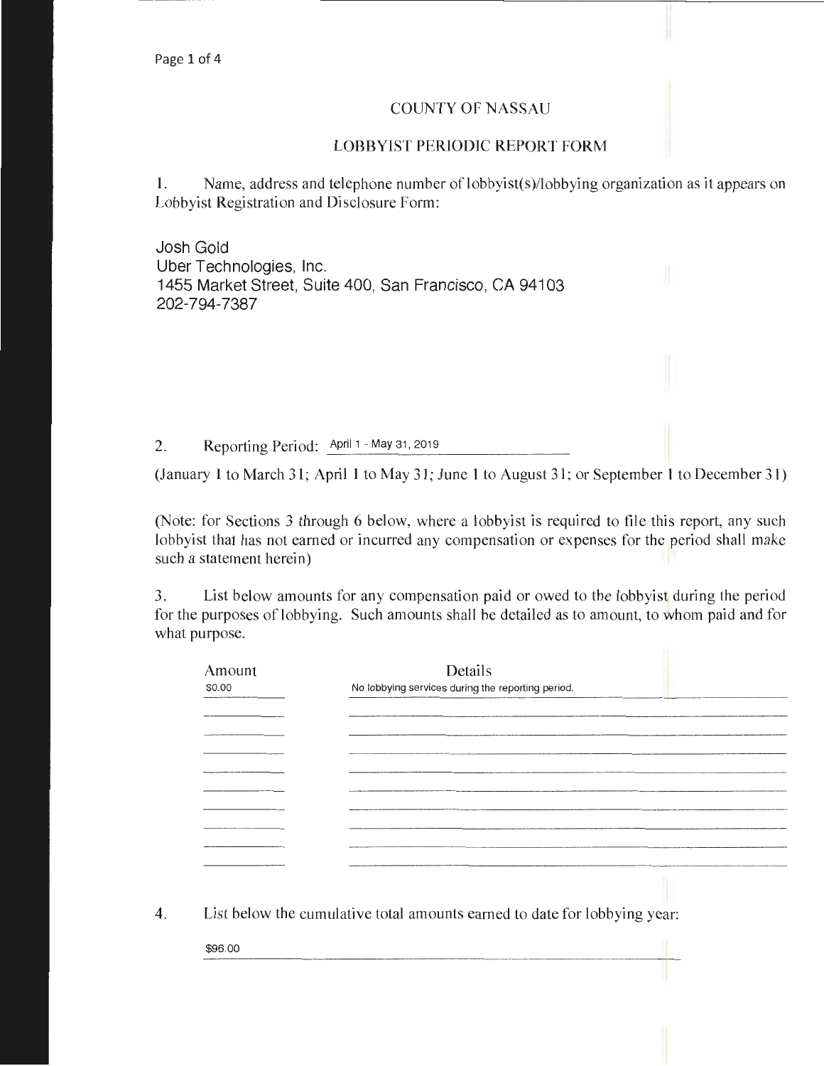# COUNTY OF NASSAU

## LOBBYIST PERIODIC REPORT FORM

1. Name, address and telephone number of lobbyist(s)/lobbying organization as it appears on Lobbyist Registration and Disclosure Form:

Josh Gold
Uber Technologies, Inc.
1455 Market Street, Suite 400, San Francisco, CA 94103
202-794-7387

2. Reporting Period: April 1 - May 31, 2019

(January 1 to March 31; April 1 to May 31; June 1 to August 31; or September 1 to December 31)

(Note: for Sections 3 through 6 below, where a lobbyist is required to file this report, any such lobbyist that has not earned or incurred any compensation or expenses for the period shall make such a statement herein)

3. List below amounts for any compensation paid or owed to the lobbyist during the period for the purposes of lobbying. Such amounts shall be detailed as to amount, to whom paid and for what purpose.

| Amount | Details |
| --- | --- |
| $0.00 | No lobbying services during the reporting period. |

4. List below the cumulative total amounts earned to date for lobbying year:

$96.00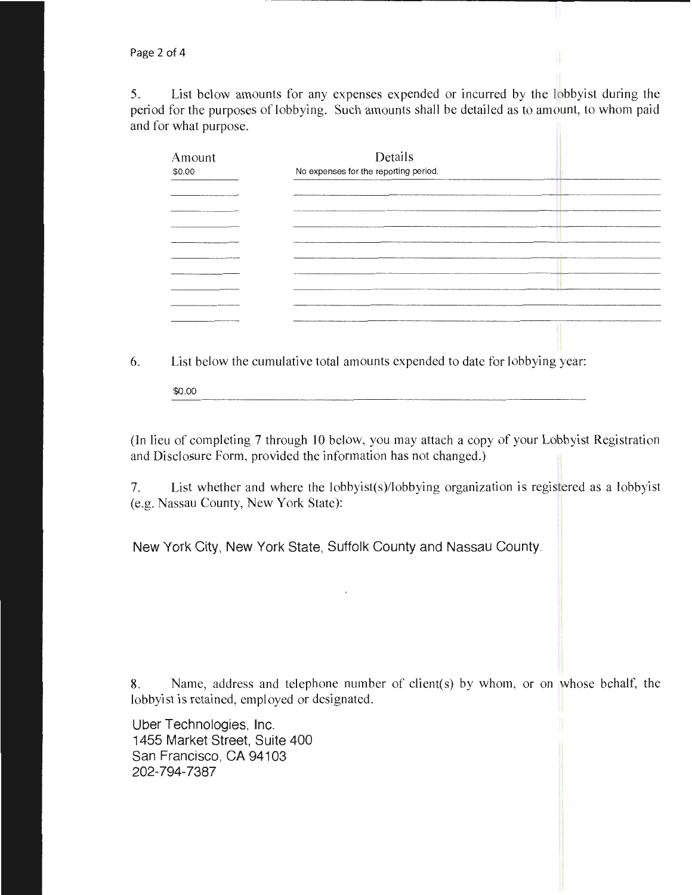5. List below amounts for any expenses expended or incurred by the lobbyist during the period for the purposes of lobbying. Such amounts shall be detailed as to amount, to whom paid and for what purpose.

| Amount | Details |
| --- | --- |
| $0.00 | No expenses for the reporting period. |

6. List below the cumulative total amounts expended to date for lobbying year:

$0.00

(In lieu of completing 7 through 10 below, you may attach a copy of your Lobbyist Registration and Disclosure Form, provided the information has not changed.)

7. List whether and where the lobbyist(s)/lobbying organization is registered as a lobbyist (e.g. Nassau County, New York State):

New York City, New York State, Suffolk County and Nassau County.

8. Name, address and telephone number of client(s) by whom, or on whose behalf, the lobbyist is retained, employed or designated.

Uber Technologies, Inc.
1455 Market Street, Suite 400
San Francisco, CA 94103
202-794-7387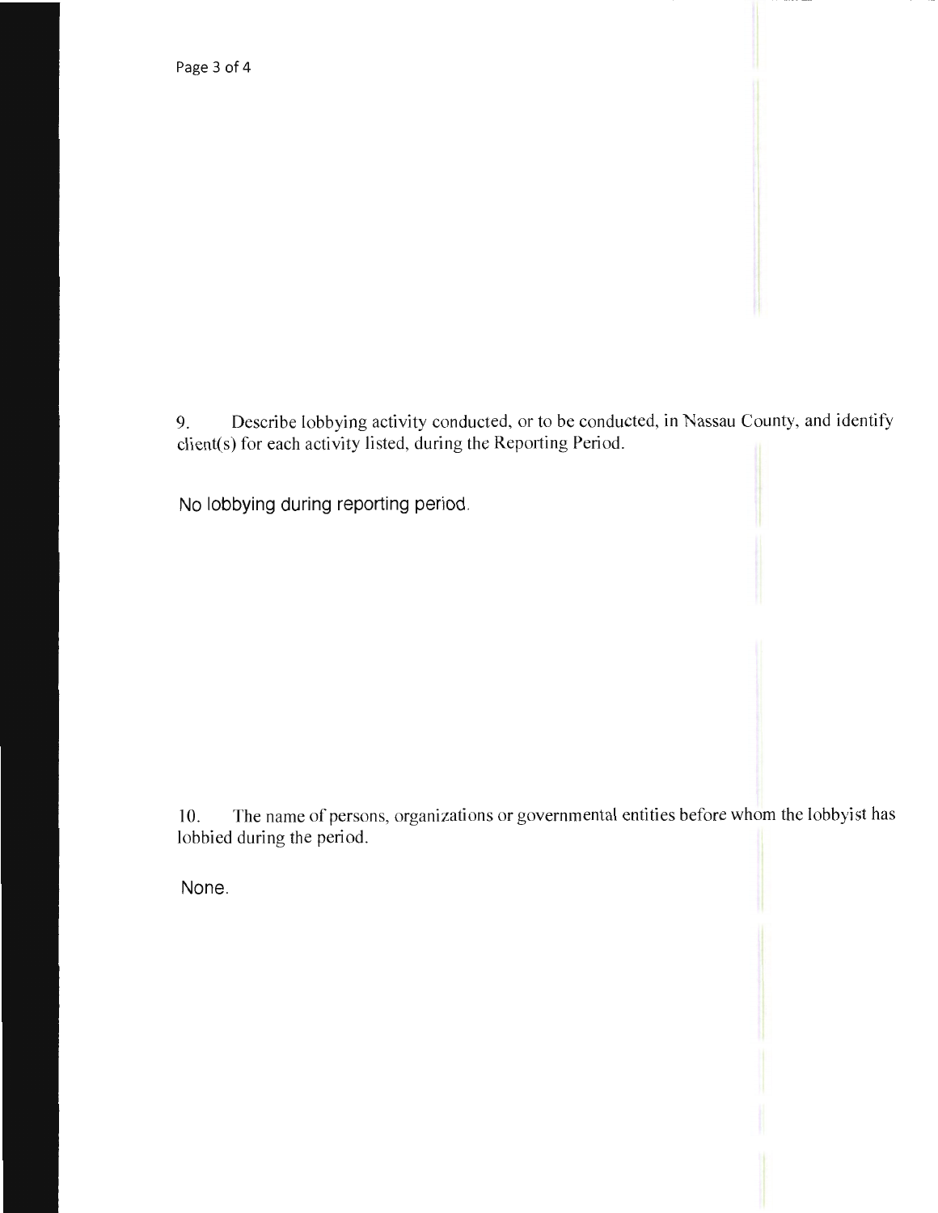9. Describe lobbying activity conducted, or to be conducted, in Nassau County, and identify client(s) for each activity listed, during the Reporting Period.

No lobbying during reporting period.

10. The name of persons, organizations or governmental entities before whom the lobbyist has lobbied during the period.

None.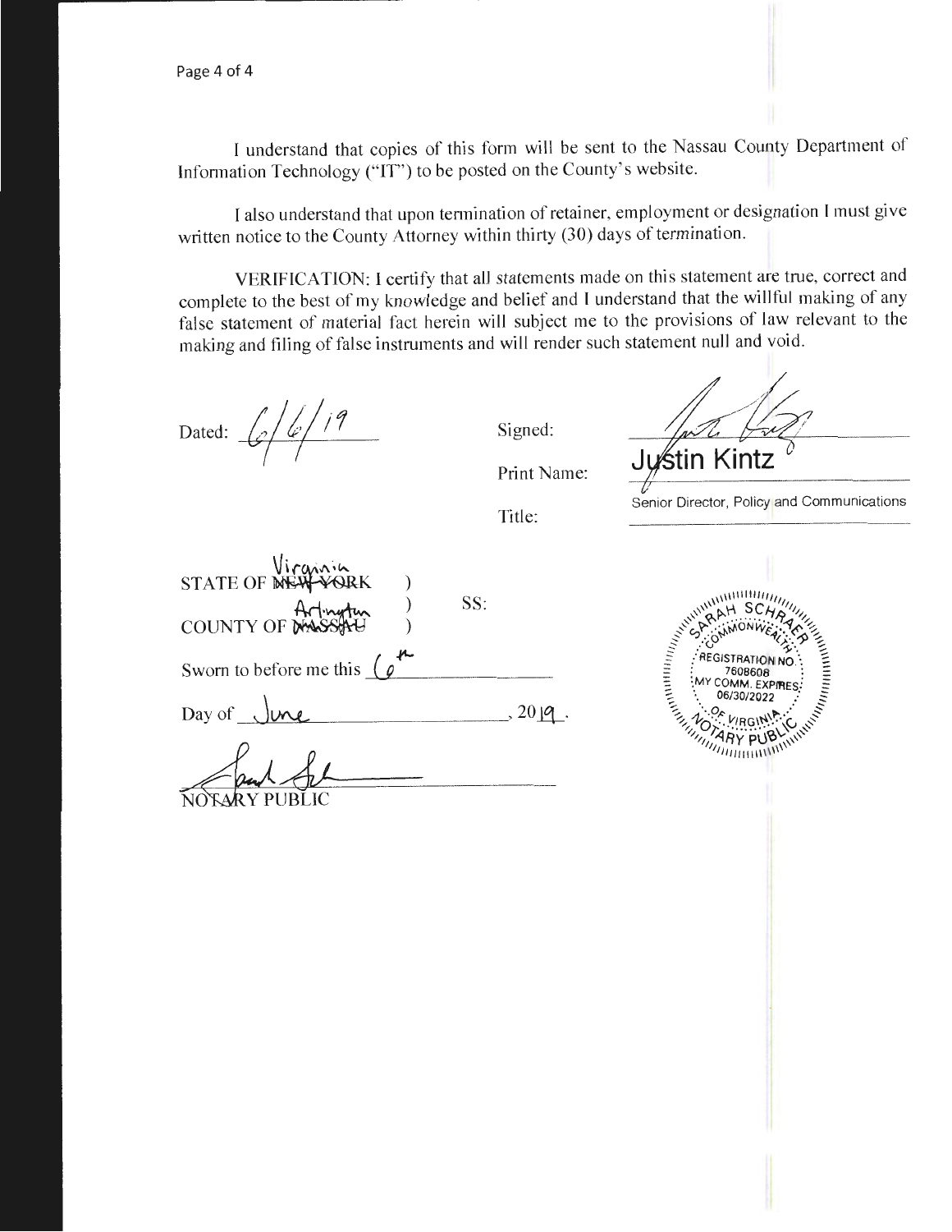I understand that copies of this form will be sent to the Nassau County Department of Information Technology ("IT") to be posted on the County's website.

I also understand that upon termination of retainer, employment or designation I must give written notice to the County Attorney within thirty (30) days of termination.

VERIFICATION: I certify that all statements made on this statement are true, correct and complete to the best of my knowledge and belief and I understand that the willful making of any false statement of material fact herein will subject me to the provisions of law relevant to the making and filing of false instruments and will render such statement null and void.

Dated: 6/6/19

Signed:

Print Name: Justin Kintz

Title: Senior Director, Policy and Communications

STATE OF ~~NEW YORK~~ Virginia )
) SS:
COUNTY OF ~~NASSAU~~ Arlington )

Sworn to before me this 6th

Day of June, 2019.

NOTARY PUBLIC

SARAH SCHRAER
COMMONWEALTH
REGISTRATION NO. 7608608
MY COMM. EXPIRES: 06/30/2022
OF VIRGINIA
NOTARY PUBLIC